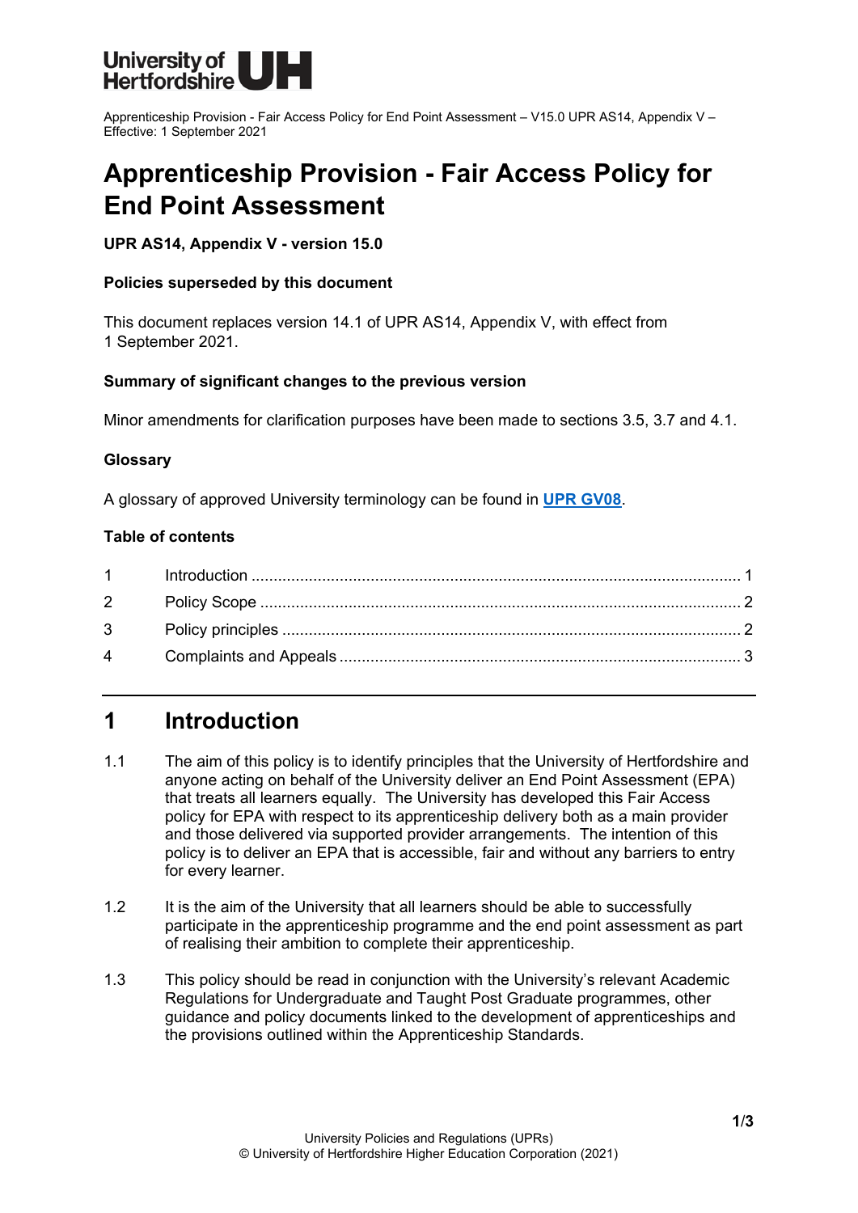# Apprenticeship Provision - Fair Access Policy for End Point Assessment

**UPR AS14, Appendix V - version 15.0**

**Policies superseded by this document**

This document replaces version 14.1 of UPR AS14, Appendix V, with effect from 1 September 2021.

**Summary of significant changes to the previous version**

Minor amendments for clarification purposes have been made to sections 3.5, 3.7 and 4.1.

**Glossary**

A glossary of approved University terminology can be found in **UPR GV08**.

**Table of contents**

| | | |
|---|---|---|
| 1 | Introduction | 1 |
| 2 | Policy Scope | 2 |
| 3 | Policy principles | 2 |
| 4 | Complaints and Appeals | 3 |

## 1 Introduction

1.1 The aim of this policy is to identify principles that the University of Hertfordshire and anyone acting on behalf of the University deliver an End Point Assessment (EPA) that treats all learners equally. The University has developed this Fair Access policy for EPA with respect to its apprenticeship delivery both as a main provider and those delivered via supported provider arrangements. The intention of this policy is to deliver an EPA that is accessible, fair and without any barriers to entry for every learner.

1.2 It is the aim of the University that all learners should be able to successfully participate in the apprenticeship programme and the end point assessment as part of realising their ambition to complete their apprenticeship.

1.3 This policy should be read in conjunction with the University's relevant Academic Regulations for Undergraduate and Taught Post Graduate programmes, other guidance and policy documents linked to the development of apprenticeships and the provisions outlined within the Apprenticeship Standards.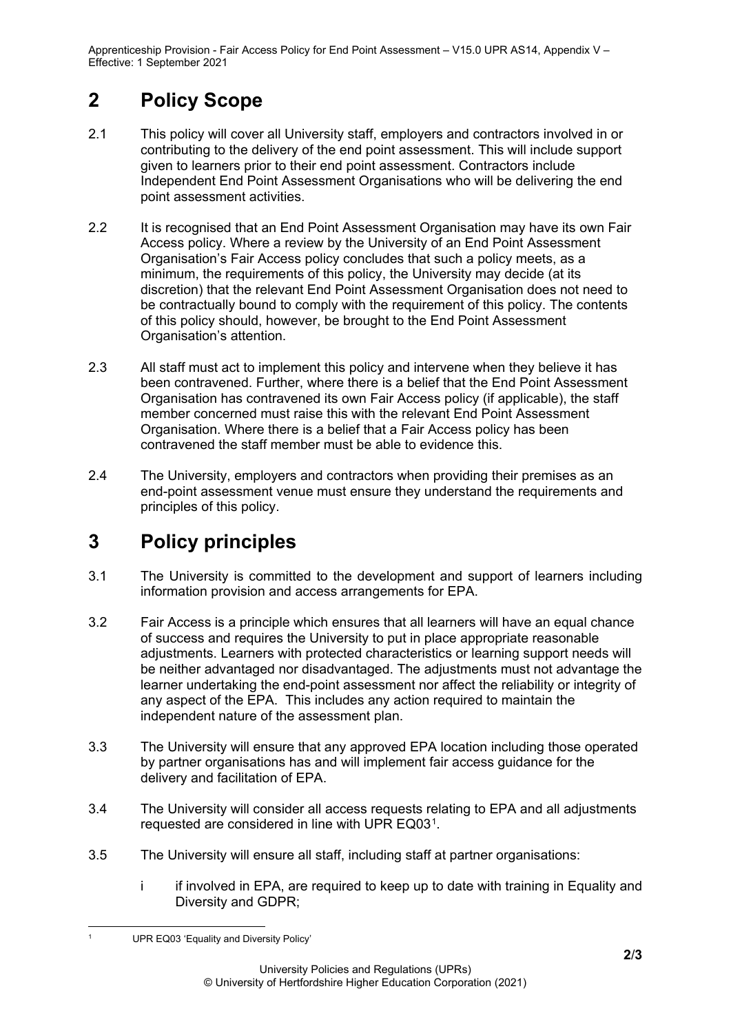# 2 Policy Scope

2.1 This policy will cover all University staff, employers and contractors involved in or contributing to the delivery of the end point assessment. This will include support given to learners prior to their end point assessment. Contractors include Independent End Point Assessment Organisations who will be delivering the end point assessment activities.

2.2 It is recognised that an End Point Assessment Organisation may have its own Fair Access policy. Where a review by the University of an End Point Assessment Organisation's Fair Access policy concludes that such a policy meets, as a minimum, the requirements of this policy, the University may decide (at its discretion) that the relevant End Point Assessment Organisation does not need to be contractually bound to comply with the requirement of this policy. The contents of this policy should, however, be brought to the End Point Assessment Organisation's attention.

2.3 All staff must act to implement this policy and intervene when they believe it has been contravened. Further, where there is a belief that the End Point Assessment Organisation has contravened its own Fair Access policy (if applicable), the staff member concerned must raise this with the relevant End Point Assessment Organisation. Where there is a belief that a Fair Access policy has been contravened the staff member must be able to evidence this.

2.4 The University, employers and contractors when providing their premises as an end-point assessment venue must ensure they understand the requirements and principles of this policy.

# 3 Policy principles

3.1 The University is committed to the development and support of learners including information provision and access arrangements for EPA.

3.2 Fair Access is a principle which ensures that all learners will have an equal chance of success and requires the University to put in place appropriate reasonable adjustments. Learners with protected characteristics or learning support needs will be neither advantaged nor disadvantaged. The adjustments must not advantage the learner undertaking the end-point assessment nor affect the reliability or integrity of any aspect of the EPA. This includes any action required to maintain the independent nature of the assessment plan.

3.3 The University will ensure that any approved EPA location including those operated by partner organisations has and will implement fair access guidance for the delivery and facilitation of EPA.

3.4 The University will consider all access requests relating to EPA and all adjustments requested are considered in line with UPR EQ03[1].

3.5 The University will ensure all staff, including staff at partner organisations:

i if involved in EPA, are required to keep up to date with training in Equality and Diversity and GDPR;

---

[1] UPR EQ03 'Equality and Diversity Policy'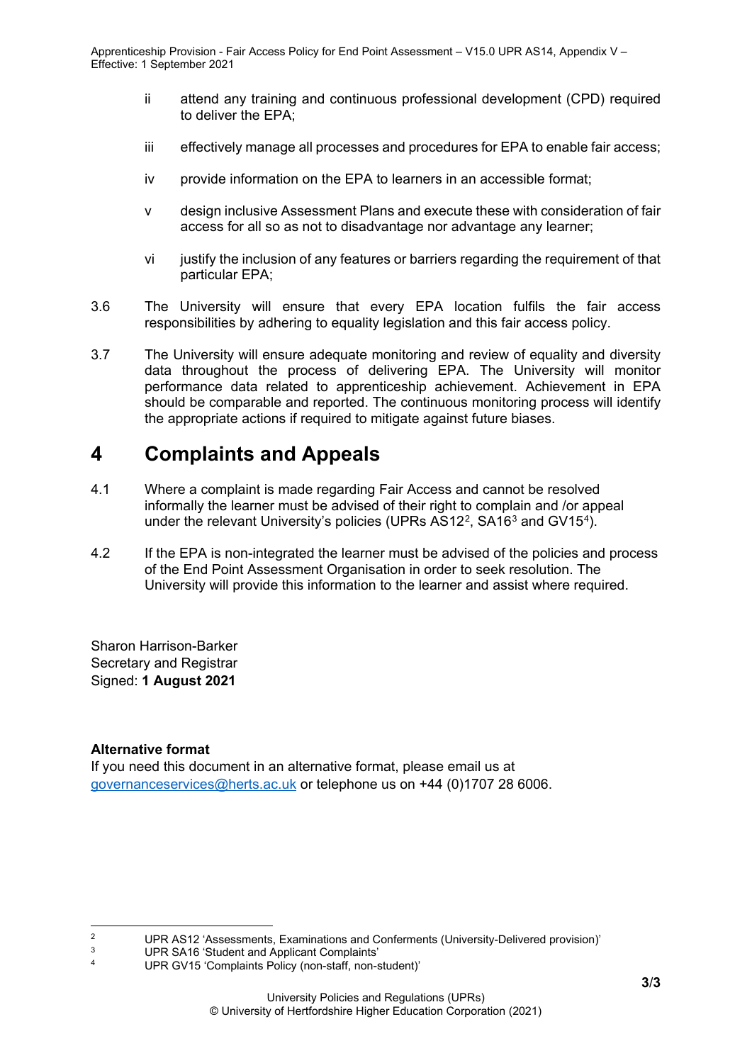ii attend any training and continuous professional development (CPD) required to deliver the EPA;

iii effectively manage all processes and procedures for EPA to enable fair access;

iv provide information on the EPA to learners in an accessible format;

v design inclusive Assessment Plans and execute these with consideration of fair access for all so as not to disadvantage nor advantage any learner;

vi justify the inclusion of any features or barriers regarding the requirement of that particular EPA;

3.6 The University will ensure that every EPA location fulfils the fair access responsibilities by adhering to equality legislation and this fair access policy.

3.7 The University will ensure adequate monitoring and review of equality and diversity data throughout the process of delivering EPA. The University will monitor performance data related to apprenticeship achievement. Achievement in EPA should be comparable and reported. The continuous monitoring process will identify the appropriate actions if required to mitigate against future biases.

## 4 Complaints and Appeals

4.1 Where a complaint is made regarding Fair Access and cannot be resolved informally the learner must be advised of their right to complain and /or appeal under the relevant University's policies (UPRs AS12[2], SA16[3] and GV15[4]).

4.2 If the EPA is non-integrated the learner must be advised of the policies and process of the End Point Assessment Organisation in order to seek resolution. The University will provide this information to the learner and assist where required.

Sharon Harrison-Barker
Secretary and Registrar
Signed: **1 August 2021**

**Alternative format**
If you need this document in an alternative format, please email us at governanceservices@herts.ac.uk or telephone us on +44 (0)1707 28 6006.

---

[2] UPR AS12 'Assessments, Examinations and Conferments (University-Delivered provision)'
[3] UPR SA16 'Student and Applicant Complaints'
[4] UPR GV15 'Complaints Policy (non-staff, non-student)'